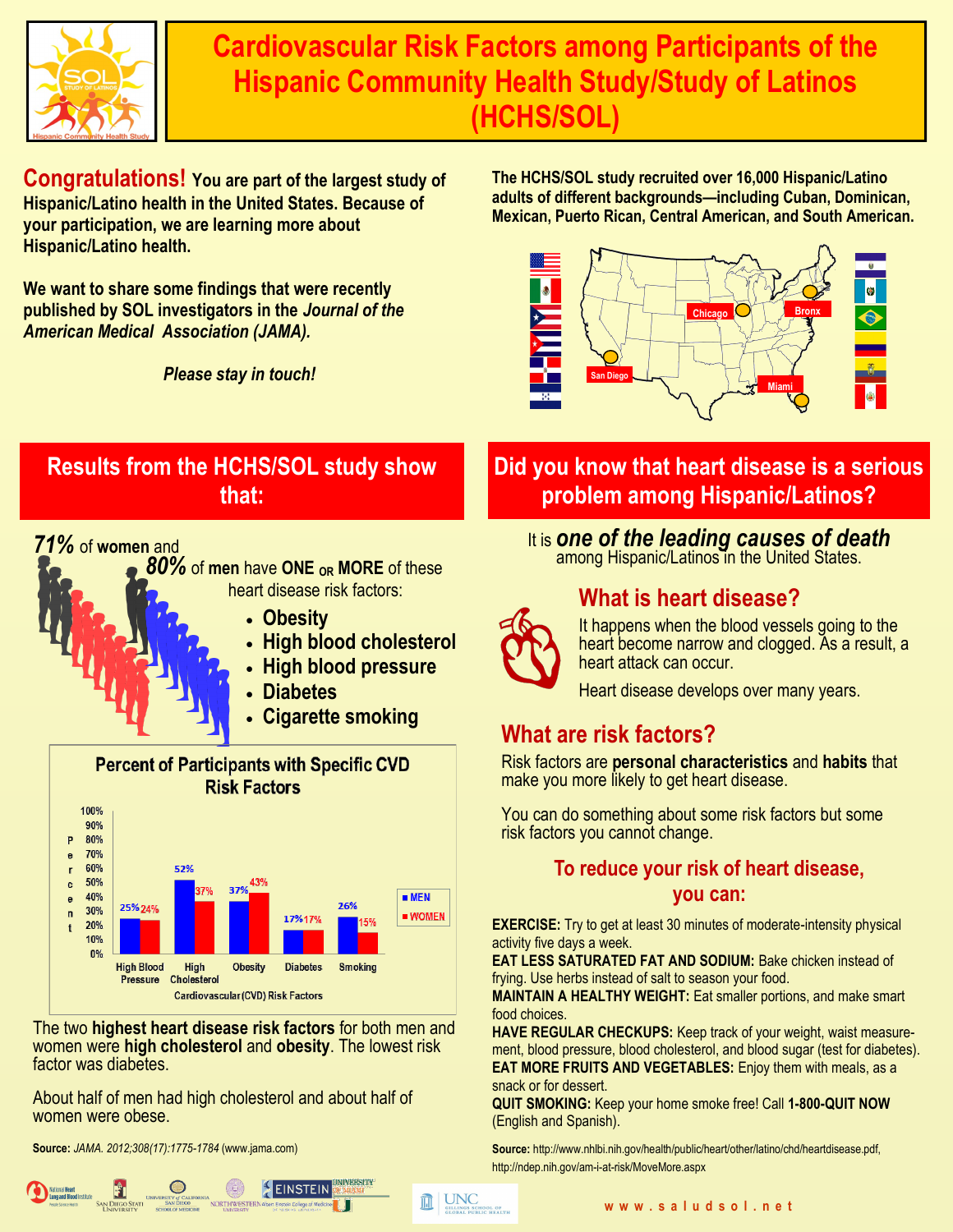# Cardiovascular Risk Factors among Participants of the Hispanic Community Health Study/Study of Latinos (HCHS/SOL)

**Congratulations!** **You are part of the largest study of Hispanic/Latino health in the United States. Because of your participation, we are learning more about Hispanic/Latino health.**

**We want to share some findings that were recently published by SOL investigators in the *Journal of the American Medical Association (JAMA).***

***Please stay in touch!***

**The HCHS/SOL study recruited over 16,000 Hispanic/Latino adults of different backgrounds—including Cuban, Dominican, Mexican, Puerto Rican, Central American, and South American.**

Chicago, Bronx, San Diego, Miami

## Results from the HCHS/SOL study show that:

***71%*** of **women** and ***80%*** of **men** have **ONE OR MORE** of these heart disease risk factors:

- **Obesity**
- **High blood cholesterol**
- **High blood pressure**
- **Diabetes**
- **Cigarette smoking**

**Percent of Participants with Specific CVD Risk Factors**

| Cardiovascular (CVD) Risk Factors | MEN | WOMEN |
|---|---|---|
| High Blood Pressure | 25% | 24% |
| High Cholesterol | 52% | 37% |
| Obesity | 37% | 43% |
| Diabetes | 17% | 17% |
| Smoking | 26% | 15% |

The two **highest heart disease risk factors** for both men and women were **high cholesterol** and **obesity**. The lowest risk factor was diabetes.

About half of men had high cholesterol and about half of women were obese.

**Source:** *JAMA. 2012;308(17):1775-1784* (www.jama.com)

## Did you know that heart disease is a serious problem among Hispanic/Latinos?

It is ***one of the leading causes of death*** among Hispanic/Latinos in the United States.

### What is heart disease?

It happens when the blood vessels going to the heart become narrow and clogged. As a result, a heart attack can occur.

Heart disease develops over many years.

### What are risk factors?

Risk factors are **personal characteristics** and **habits** that make you more likely to get heart disease.

You can do something about some risk factors but some risk factors you cannot change.

### To reduce your risk of heart disease, you can:

**EXERCISE:** Try to get at least 30 minutes of moderate-intensity physical activity five days a week.
**EAT LESS SATURATED FAT AND SODIUM:** Bake chicken instead of frying. Use herbs instead of salt to season your food.
**MAINTAIN A HEALTHY WEIGHT:** Eat smaller portions, and make smart food choices.
**HAVE REGULAR CHECKUPS:** Keep track of your weight, waist measurement, blood pressure, blood cholesterol, and blood sugar (test for diabetes).
**EAT MORE FRUITS AND VEGETABLES:** Enjoy them with meals, as a snack or for dessert.
**QUIT SMOKING:** Keep your home smoke free! Call **1-800-QUIT NOW** (English and Spanish).

**Source:** http://www.nhlbi.nih.gov/health/public/heart/other/latino/chd/heartdisease.pdf, http://ndep.nih.gov/am-i-at-risk/MoveMore.aspx

www.saludsol.net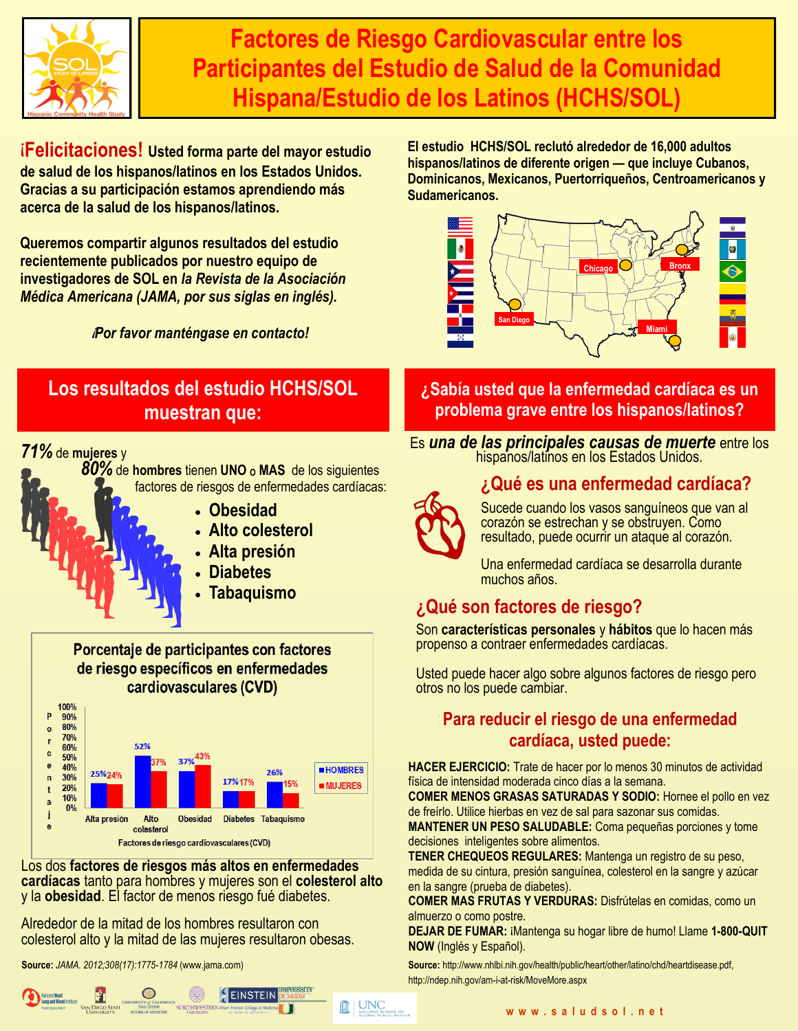# Factores de Riesgo Cardiovascular entre los Participantes del Estudio de Salud de la Comunidad Hispana/Estudio de los Latinos (HCHS/SOL)

**¡Felicitaciones!** Usted forma parte del mayor estudio de salud de los hispanos/latinos en los Estados Unidos. Gracias a su participación estamos aprendiendo más acerca de la salud de los hispanos/latinos.

**Queremos compartir algunos resultados del estudio recientemente publicados por nuestro equipo de investigadores de SOL en *la Revista de la Asociación Médica Americana (JAMA, por sus siglas en inglés).***

***¡Por favor manténgase en contacto!***

**El estudio HCHS/SOL reclutó alrededor de 16,000 adultos hispanos/latinos de diferente origen — que incluye Cubanos, Dominicanos, Mexicanos, Puertorriqueños, Centroamericanos y Sudamericanos.**

Chicago
Bronx
San Diego
Miami

## Los resultados del estudio HCHS/SOL muestran que:

***71%*** de **mujeres** y ***80%*** de **hombres** tienen **UNO o MAS** de los siguientes factores de riesgos de enfermedades cardíacas:

- **Obesidad**
- **Alto colesterol**
- **Alta presión**
- **Diabetes**
- **Tabaquismo**

**Porcentaje de participantes con factores de riesgo específicos en enfermedades cardiovasculares (CVD)**

Porcentaje
100%
90%
80%
70%
60%
50%
40%
30%
20%
10%
0%

Alta presión: 25% 24%
Alto colesterol: 52% 37%
Obesidad: 37% 43%
Diabetes: 17% 17%
Tabaquismo: 26% 15%

HOMBRES
MUJERES

Factores de riesgo cardiovasculares (CVD)

Los dos **factores de riesgos más altos en enfermedades cardíacas** tanto para hombres y mujeres son el **colesterol alto** y la **obesidad**. El factor de menos riesgo fué diabetes.

Alrededor de la mitad de los hombres resultaron con colesterol alto y la mitad de las mujeres resultaron obesas.

**Source:** *JAMA. 2012;308(17):1775-1784* (www.jama.com)

## ¿Sabía usted que la enfermedad cardíaca es un problema grave entre los hispanos/latinos?

Es ***una de las principales causas de muerte*** entre los hispanos/latinos en los Estados Unidos.

### ¿Qué es una enfermedad cardíaca?

Sucede cuando los vasos sanguíneos que van al corazón se estrechan y se obstruyen. Como resultado, puede ocurrir un ataque al corazón.

Una enfermedad cardíaca se desarrolla durante muchos años.

### ¿Qué son factores de riesgo?

Son **características personales** y **hábitos** que lo hacen más propenso a contraer enfermedades cardíacas.

Usted puede hacer algo sobre algunos factores de riesgo pero otros no los puede cambiar.

### Para reducir el riesgo de una enfermedad cardíaca, usted puede:

**HACER EJERCICIO:** Trate de hacer por lo menos 30 minutos de actividad física de intensidad moderada cinco días a la semana.

**COMER MENOS GRASAS SATURADAS Y SODIO:** Hornee el pollo en vez de freírlo. Utilice hierbas en vez de sal para sazonar sus comidas.

**MANTENER UN PESO SALUDABLE:** Coma pequeñas porciones y tome decisiones inteligentes sobre alimentos.

**TENER CHEQUEOS REGULARES:** Mantenga un registro de su peso, medida de su cintura, presión sanguínea, colesterol en la sangre y azúcar en la sangre (prueba de diabetes).

**COMER MAS FRUTAS Y VERDURAS:** Disfrútelas en comidas, como un almuerzo o como postre.

**DEJAR DE FUMAR:** ¡Mantenga su hogar libre de humo! Llame **1-800-QUIT NOW** (Inglés y Español).

**Source:** http://www.nhlbi.nih.gov/health/public/heart/other/latino/chd/heartdisease.pdf, http://ndep.nih.gov/am-i-at-risk/MoveMore.aspx

www.saludsol.net